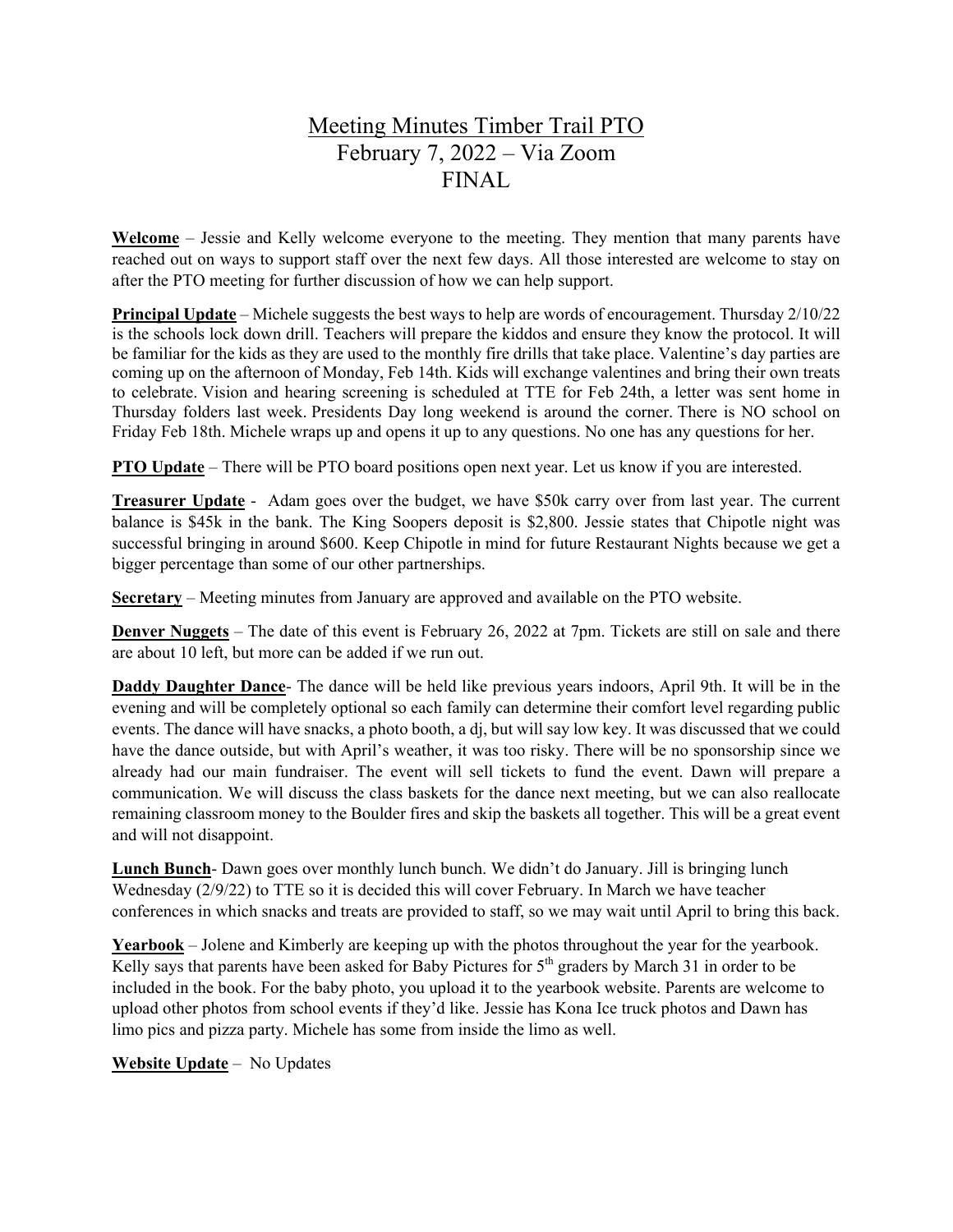# Meeting Minutes Timber Trail PTO
## February 7, 2022 – Via Zoom
## FINAL

**Welcome** – Jessie and Kelly welcome everyone to the meeting. They mention that many parents have reached out on ways to support staff over the next few days. All those interested are welcome to stay on after the PTO meeting for further discussion of how we can help support.

**Principal Update** – Michele suggests the best ways to help are words of encouragement. Thursday 2/10/22 is the schools lock down drill. Teachers will prepare the kiddos and ensure they know the protocol. It will be familiar for the kids as they are used to the monthly fire drills that take place. Valentine's day parties are coming up on the afternoon of Monday, Feb 14th. Kids will exchange valentines and bring their own treats to celebrate. Vision and hearing screening is scheduled at TTE for Feb 24th, a letter was sent home in Thursday folders last week. Presidents Day long weekend is around the corner. There is NO school on Friday Feb 18th. Michele wraps up and opens it up to any questions. No one has any questions for her.

**PTO Update** – There will be PTO board positions open next year. Let us know if you are interested.

**Treasurer Update** - Adam goes over the budget, we have $50k carry over from last year. The current balance is $45k in the bank. The King Soopers deposit is $2,800. Jessie states that Chipotle night was successful bringing in around $600. Keep Chipotle in mind for future Restaurant Nights because we get a bigger percentage than some of our other partnerships.

**Secretary** – Meeting minutes from January are approved and available on the PTO website.

**Denver Nuggets** – The date of this event is February 26, 2022 at 7pm. Tickets are still on sale and there are about 10 left, but more can be added if we run out.

**Daddy Daughter Dance**- The dance will be held like previous years indoors, April 9th. It will be in the evening and will be completely optional so each family can determine their comfort level regarding public events. The dance will have snacks, a photo booth, a dj, but will say low key. It was discussed that we could have the dance outside, but with April's weather, it was too risky. There will be no sponsorship since we already had our main fundraiser. The event will sell tickets to fund the event. Dawn will prepare a communication. We will discuss the class baskets for the dance next meeting, but we can also reallocate remaining classroom money to the Boulder fires and skip the baskets all together. This will be a great event and will not disappoint.

**Lunch Bunch**- Dawn goes over monthly lunch bunch. We didn't do January. Jill is bringing lunch Wednesday (2/9/22) to TTE so it is decided this will cover February. In March we have teacher conferences in which snacks and treats are provided to staff, so we may wait until April to bring this back.

**Yearbook** – Jolene and Kimberly are keeping up with the photos throughout the year for the yearbook. Kelly says that parents have been asked for Baby Pictures for 5th graders by March 31 in order to be included in the book. For the baby photo, you upload it to the yearbook website. Parents are welcome to upload other photos from school events if they'd like. Jessie has Kona Ice truck photos and Dawn has limo pics and pizza party. Michele has some from inside the limo as well.

**Website Update** – No Updates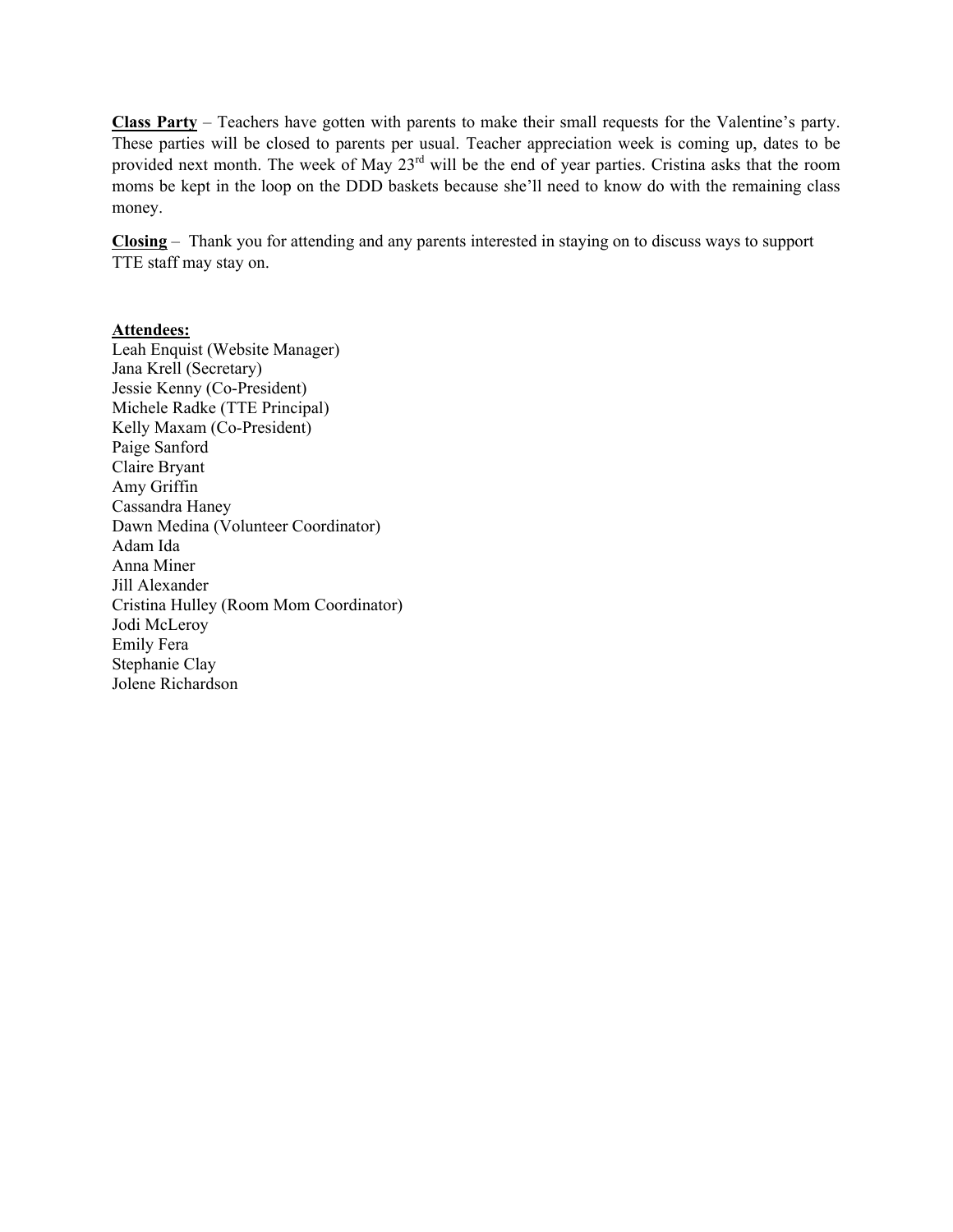**Class Party** – Teachers have gotten with parents to make their small requests for the Valentine's party. These parties will be closed to parents per usual. Teacher appreciation week is coming up, dates to be provided next month. The week of May 23rd will be the end of year parties. Cristina asks that the room moms be kept in the loop on the DDD baskets because she'll need to know do with the remaining class money.

**Closing** – Thank you for attending and any parents interested in staying on to discuss ways to support TTE staff may stay on.

**Attendees:**

Leah Enquist (Website Manager)  
Jana Krell (Secretary)  
Jessie Kenny (Co-President)  
Michele Radke (TTE Principal)  
Kelly Maxam (Co-President)  
Paige Sanford  
Claire Bryant  
Amy Griffin  
Cassandra Haney  
Dawn Medina (Volunteer Coordinator)  
Adam Ida  
Anna Miner  
Jill Alexander  
Cristina Hulley (Room Mom Coordinator)  
Jodi McLeroy  
Emily Fera  
Stephanie Clay  
Jolene Richardson